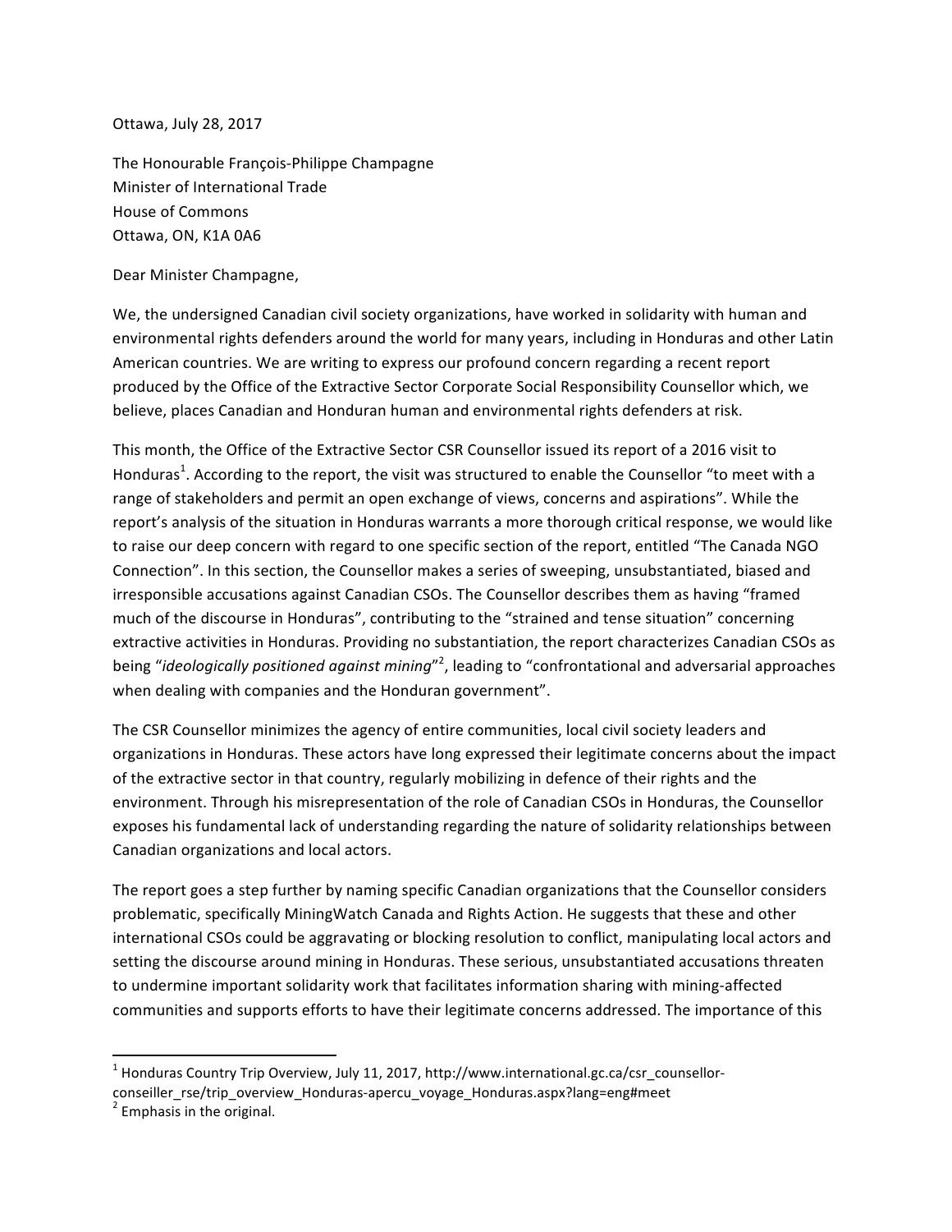Ottawa, July 28, 2017

The Honourable François-Philippe Champagne
Minister of International Trade
House of Commons
Ottawa, ON, K1A 0A6

Dear Minister Champagne,

We, the undersigned Canadian civil society organizations, have worked in solidarity with human and environmental rights defenders around the world for many years, including in Honduras and other Latin American countries. We are writing to express our profound concern regarding a recent report produced by the Office of the Extractive Sector Corporate Social Responsibility Counsellor which, we believe, places Canadian and Honduran human and environmental rights defenders at risk.

This month, the Office of the Extractive Sector CSR Counsellor issued its report of a 2016 visit to Honduras[1]. According to the report, the visit was structured to enable the Counsellor "to meet with a range of stakeholders and permit an open exchange of views, concerns and aspirations". While the report's analysis of the situation in Honduras warrants a more thorough critical response, we would like to raise our deep concern with regard to one specific section of the report, entitled "The Canada NGO Connection". In this section, the Counsellor makes a series of sweeping, unsubstantiated, biased and irresponsible accusations against Canadian CSOs. The Counsellor describes them as having "framed much of the discourse in Honduras", contributing to the "strained and tense situation" concerning extractive activities in Honduras. Providing no substantiation, the report characterizes Canadian CSOs as being "*ideologically positioned against mining*"[2], leading to "confrontational and adversarial approaches when dealing with companies and the Honduran government".

The CSR Counsellor minimizes the agency of entire communities, local civil society leaders and organizations in Honduras. These actors have long expressed their legitimate concerns about the impact of the extractive sector in that country, regularly mobilizing in defence of their rights and the environment. Through his misrepresentation of the role of Canadian CSOs in Honduras, the Counsellor exposes his fundamental lack of understanding regarding the nature of solidarity relationships between Canadian organizations and local actors.

The report goes a step further by naming specific Canadian organizations that the Counsellor considers problematic, specifically MiningWatch Canada and Rights Action. He suggests that these and other international CSOs could be aggravating or blocking resolution to conflict, manipulating local actors and setting the discourse around mining in Honduras. These serious, unsubstantiated accusations threaten to undermine important solidarity work that facilitates information sharing with mining-affected communities and supports efforts to have their legitimate concerns addressed. The importance of this

---

[1] Honduras Country Trip Overview, July 11, 2017, http://www.international.gc.ca/csr_counsellor-conseiller_rse/trip_overview_Honduras-apercu_voyage_Honduras.aspx?lang=eng#meet

[2] Emphasis in the original.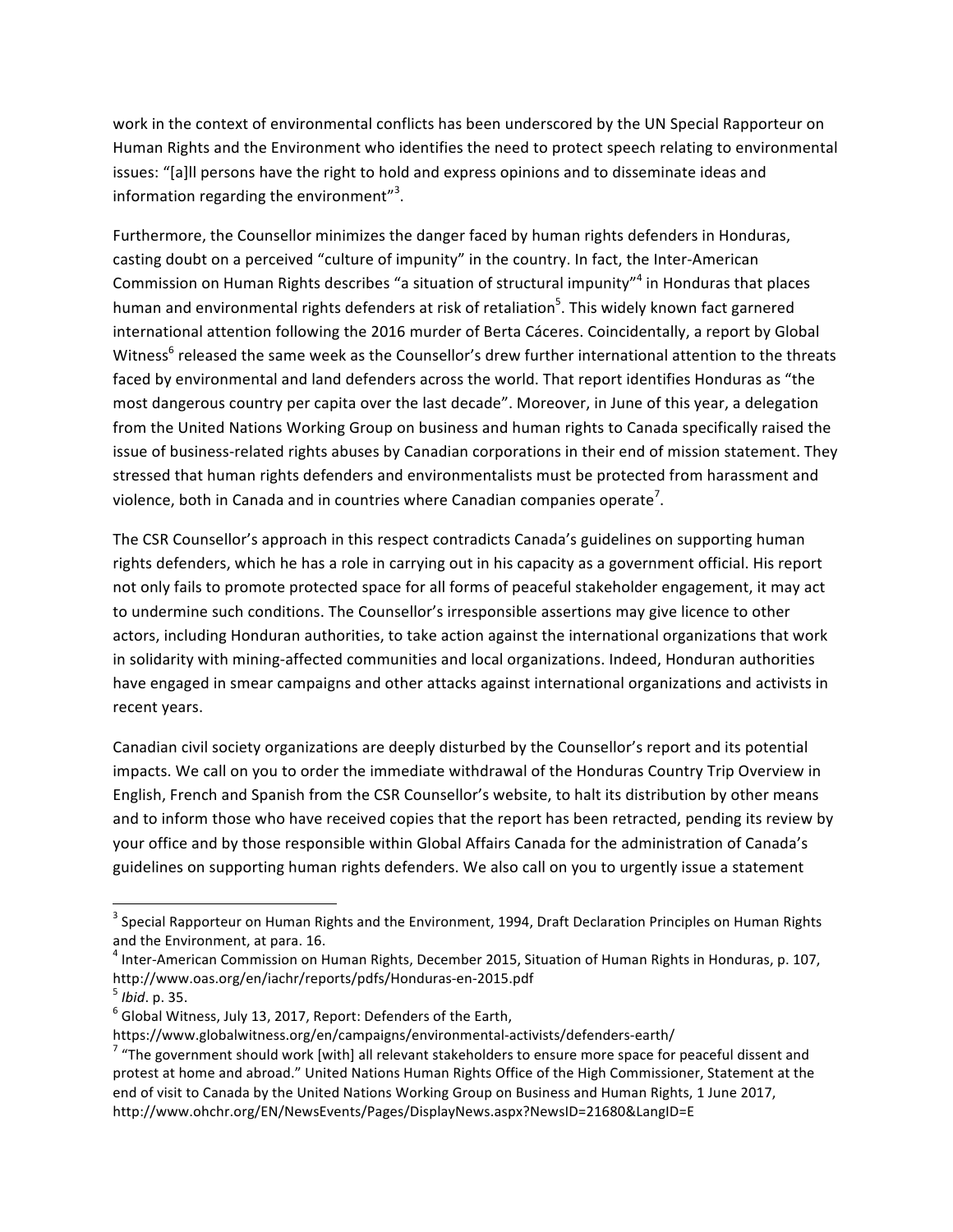work in the context of environmental conflicts has been underscored by the UN Special Rapporteur on Human Rights and the Environment who identifies the need to protect speech relating to environmental issues: "[a]ll persons have the right to hold and express opinions and to disseminate ideas and information regarding the environment"[3].

Furthermore, the Counsellor minimizes the danger faced by human rights defenders in Honduras, casting doubt on a perceived "culture of impunity" in the country. In fact, the Inter-American Commission on Human Rights describes "a situation of structural impunity"[4] in Honduras that places human and environmental rights defenders at risk of retaliation[5]. This widely known fact garnered international attention following the 2016 murder of Berta Cáceres. Coincidentally, a report by Global Witness[6] released the same week as the Counsellor's drew further international attention to the threats faced by environmental and land defenders across the world. That report identifies Honduras as "the most dangerous country per capita over the last decade". Moreover, in June of this year, a delegation from the United Nations Working Group on business and human rights to Canada specifically raised the issue of business-related rights abuses by Canadian corporations in their end of mission statement. They stressed that human rights defenders and environmentalists must be protected from harassment and violence, both in Canada and in countries where Canadian companies operate[7].

The CSR Counsellor's approach in this respect contradicts Canada's guidelines on supporting human rights defenders, which he has a role in carrying out in his capacity as a government official. His report not only fails to promote protected space for all forms of peaceful stakeholder engagement, it may act to undermine such conditions. The Counsellor's irresponsible assertions may give licence to other actors, including Honduran authorities, to take action against the international organizations that work in solidarity with mining-affected communities and local organizations. Indeed, Honduran authorities have engaged in smear campaigns and other attacks against international organizations and activists in recent years.

Canadian civil society organizations are deeply disturbed by the Counsellor's report and its potential impacts. We call on you to order the immediate withdrawal of the Honduras Country Trip Overview in English, French and Spanish from the CSR Counsellor's website, to halt its distribution by other means and to inform those who have received copies that the report has been retracted, pending its review by your office and by those responsible within Global Affairs Canada for the administration of Canada's guidelines on supporting human rights defenders. We also call on you to urgently issue a statement

---

[3] Special Rapporteur on Human Rights and the Environment, 1994, Draft Declaration Principles on Human Rights and the Environment, at para. 16.

[4] Inter-American Commission on Human Rights, December 2015, Situation of Human Rights in Honduras, p. 107, http://www.oas.org/en/iachr/reports/pdfs/Honduras-en-2015.pdf

[5] *Ibid*. p. 35.

[6] Global Witness, July 13, 2017, Report: Defenders of the Earth, https://www.globalwitness.org/en/campaigns/environmental-activists/defenders-earth/

[7] "The government should work [with] all relevant stakeholders to ensure more space for peaceful dissent and protest at home and abroad." United Nations Human Rights Office of the High Commissioner, Statement at the end of visit to Canada by the United Nations Working Group on Business and Human Rights, 1 June 2017, http://www.ohchr.org/EN/NewsEvents/Pages/DisplayNews.aspx?NewsID=21680&LangID=E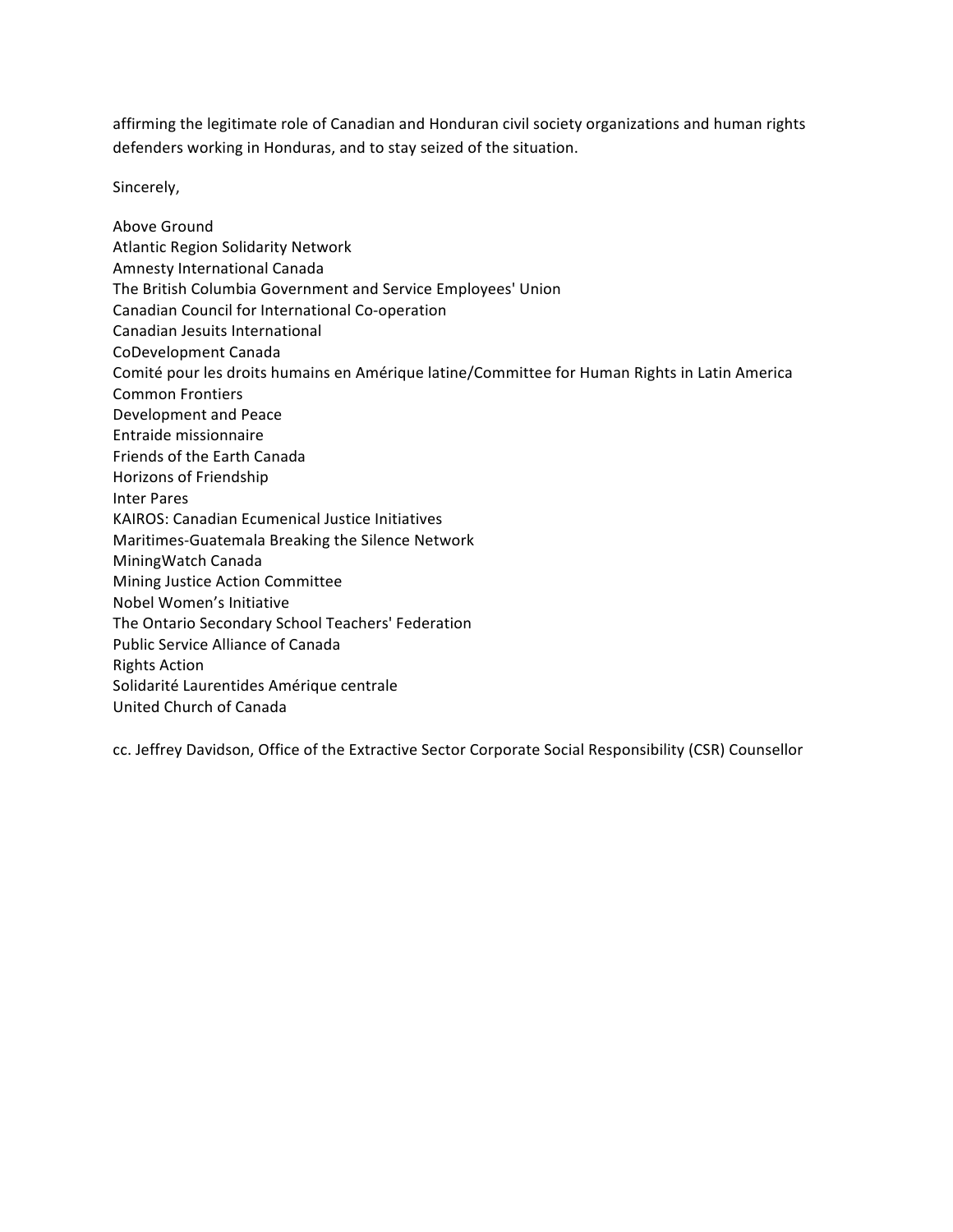affirming the legitimate role of Canadian and Honduran civil society organizations and human rights defenders working in Honduras, and to stay seized of the situation.

Sincerely,

Above Ground  
Atlantic Region Solidarity Network  
Amnesty International Canada  
The British Columbia Government and Service Employees' Union  
Canadian Council for International Co-operation  
Canadian Jesuits International  
CoDevelopment Canada  
Comité pour les droits humains en Amérique latine/Committee for Human Rights in Latin America  
Common Frontiers  
Development and Peace  
Entraide missionnaire  
Friends of the Earth Canada  
Horizons of Friendship  
Inter Pares  
KAIROS: Canadian Ecumenical Justice Initiatives  
Maritimes-Guatemala Breaking the Silence Network  
MiningWatch Canada  
Mining Justice Action Committee  
Nobel Women's Initiative  
The Ontario Secondary School Teachers' Federation  
Public Service Alliance of Canada  
Rights Action  
Solidarité Laurentides Amérique centrale  
United Church of Canada

cc. Jeffrey Davidson, Office of the Extractive Sector Corporate Social Responsibility (CSR) Counsellor